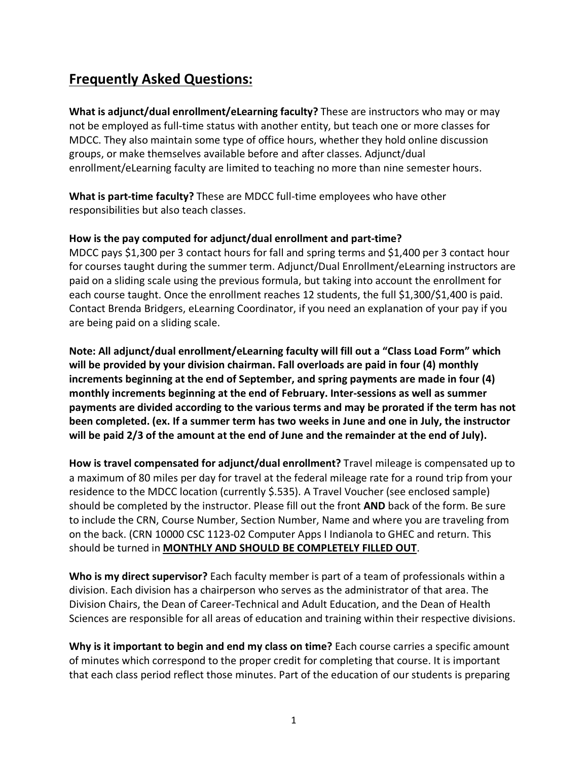## Frequently Asked Questions:

**What is adjunct/dual enrollment/eLearning faculty?** These are instructors who may or may not be employed as full-time status with another entity, but teach one or more classes for MDCC. They also maintain some type of office hours, whether they hold online discussion groups, or make themselves available before and after classes. Adjunct/dual enrollment/eLearning faculty are limited to teaching no more than nine semester hours.

**What is part-time faculty?** These are MDCC full-time employees who have other responsibilities but also teach classes.

**How is the pay computed for adjunct/dual enrollment and part-time?**
MDCC pays $1,300 per 3 contact hours for fall and spring terms and $1,400 per 3 contact hour for courses taught during the summer term. Adjunct/Dual Enrollment/eLearning instructors are paid on a sliding scale using the previous formula, but taking into account the enrollment for each course taught. Once the enrollment reaches 12 students, the full $1,300/$1,400 is paid. Contact Brenda Bridgers, eLearning Coordinator, if you need an explanation of your pay if you are being paid on a sliding scale.

**Note: All adjunct/dual enrollment/eLearning faculty will fill out a "Class Load Form" which will be provided by your division chairman. Fall overloads are paid in four (4) monthly increments beginning at the end of September, and spring payments are made in four (4) monthly increments beginning at the end of February. Inter-sessions as well as summer payments are divided according to the various terms and may be prorated if the term has not been completed. (ex. If a summer term has two weeks in June and one in July, the instructor will be paid 2/3 of the amount at the end of June and the remainder at the end of July).**

**How is travel compensated for adjunct/dual enrollment?** Travel mileage is compensated up to a maximum of 80 miles per day for travel at the federal mileage rate for a round trip from your residence to the MDCC location (currently $.535). A Travel Voucher (see enclosed sample) should be completed by the instructor. Please fill out the front **AND** back of the form. Be sure to include the CRN, Course Number, Section Number, Name and where you are traveling from on the back. (CRN 10000 CSC 1123-02 Computer Apps I Indianola to GHEC and return. This should be turned in **<u>MONTHLY AND SHOULD BE COMPLETELY FILLED OUT</u>**.

**Who is my direct supervisor?** Each faculty member is part of a team of professionals within a division. Each division has a chairperson who serves as the administrator of that area. The Division Chairs, the Dean of Career-Technical and Adult Education, and the Dean of Health Sciences are responsible for all areas of education and training within their respective divisions.

**Why is it important to begin and end my class on time?** Each course carries a specific amount of minutes which correspond to the proper credit for completing that course. It is important that each class period reflect those minutes. Part of the education of our students is preparing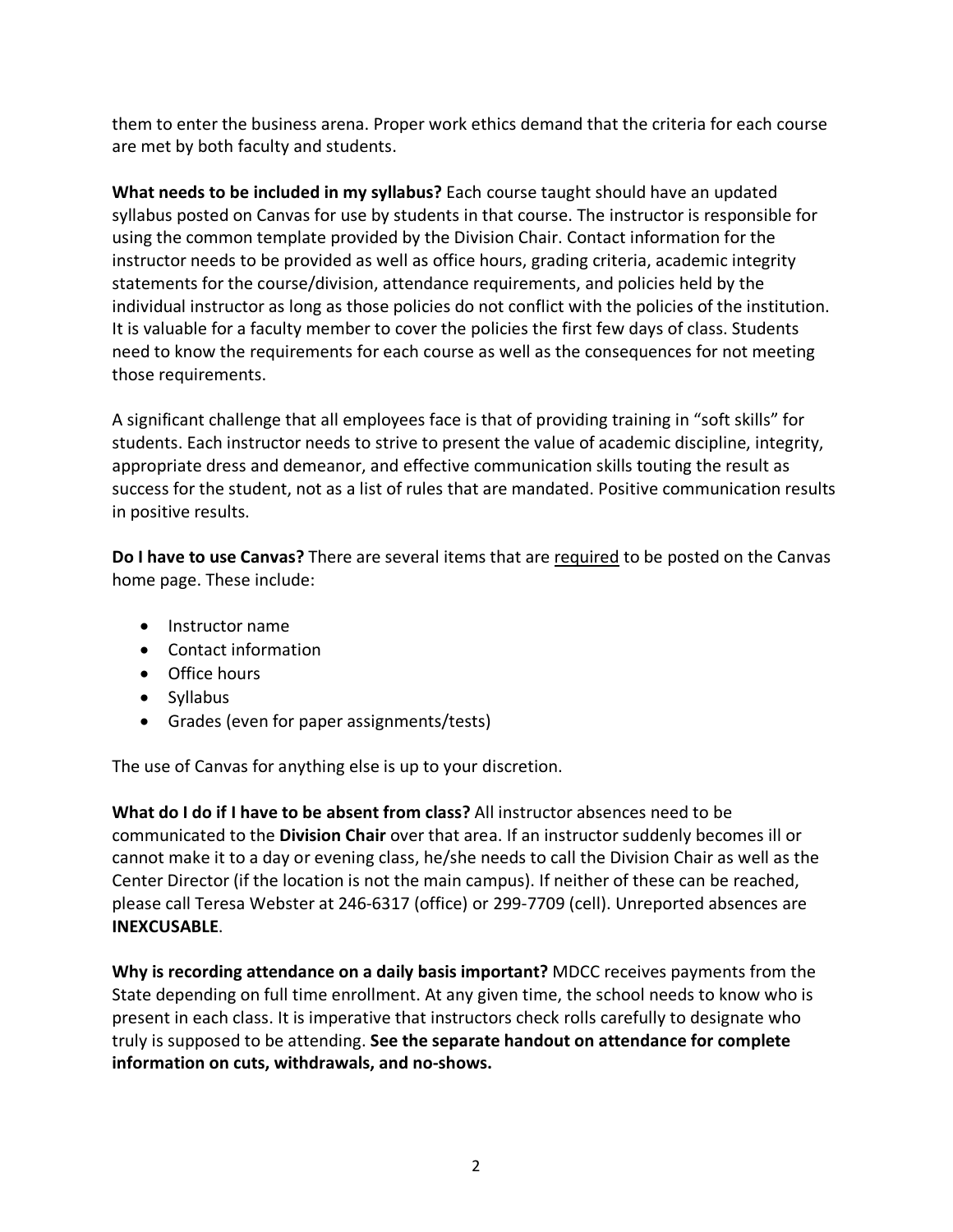them to enter the business arena. Proper work ethics demand that the criteria for each course are met by both faculty and students.

**What needs to be included in my syllabus?** Each course taught should have an updated syllabus posted on Canvas for use by students in that course. The instructor is responsible for using the common template provided by the Division Chair. Contact information for the instructor needs to be provided as well as office hours, grading criteria, academic integrity statements for the course/division, attendance requirements, and policies held by the individual instructor as long as those policies do not conflict with the policies of the institution. It is valuable for a faculty member to cover the policies the first few days of class. Students need to know the requirements for each course as well as the consequences for not meeting those requirements.

A significant challenge that all employees face is that of providing training in "soft skills" for students. Each instructor needs to strive to present the value of academic discipline, integrity, appropriate dress and demeanor, and effective communication skills touting the result as success for the student, not as a list of rules that are mandated. Positive communication results in positive results.

**Do I have to use Canvas?** There are several items that are <u>required</u> to be posted on the Canvas home page. These include:

- Instructor name
- Contact information
- Office hours
- Syllabus
- Grades (even for paper assignments/tests)

The use of Canvas for anything else is up to your discretion.

**What do I do if I have to be absent from class?** All instructor absences need to be communicated to the **Division Chair** over that area. If an instructor suddenly becomes ill or cannot make it to a day or evening class, he/she needs to call the Division Chair as well as the Center Director (if the location is not the main campus). If neither of these can be reached, please call Teresa Webster at 246-6317 (office) or 299-7709 (cell). Unreported absences are **INEXCUSABLE**.

**Why is recording attendance on a daily basis important?** MDCC receives payments from the State depending on full time enrollment. At any given time, the school needs to know who is present in each class. It is imperative that instructors check rolls carefully to designate who truly is supposed to be attending. **See the separate handout on attendance for complete information on cuts, withdrawals, and no-shows.**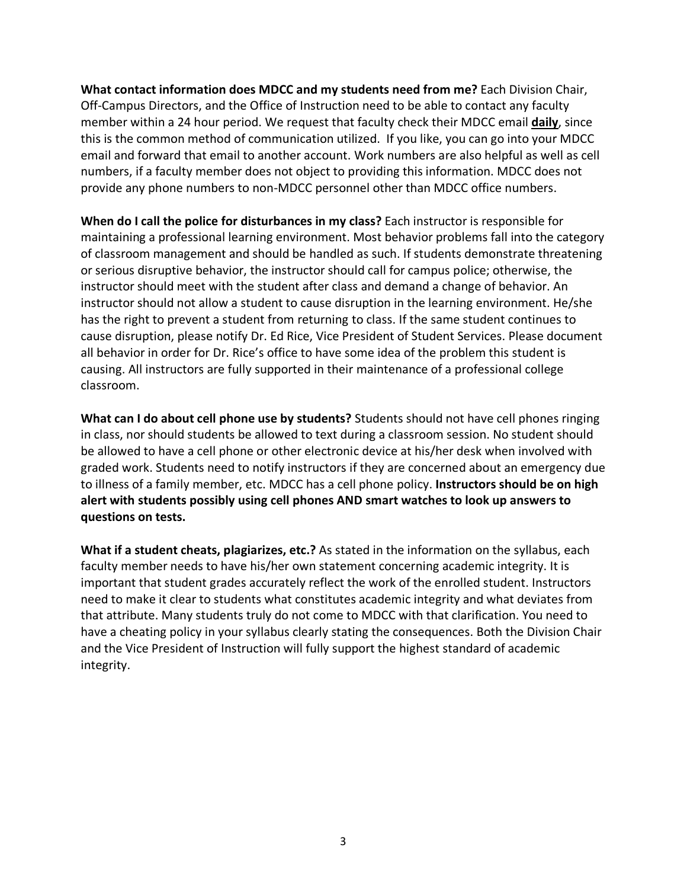**What contact information does MDCC and my students need from me?** Each Division Chair, Off-Campus Directors, and the Office of Instruction need to be able to contact any faculty member within a 24 hour period. We request that faculty check their MDCC email **<u>daily</u>**, since this is the common method of communication utilized. If you like, you can go into your MDCC email and forward that email to another account. Work numbers are also helpful as well as cell numbers, if a faculty member does not object to providing this information. MDCC does not provide any phone numbers to non-MDCC personnel other than MDCC office numbers.

**When do I call the police for disturbances in my class?** Each instructor is responsible for maintaining a professional learning environment. Most behavior problems fall into the category of classroom management and should be handled as such. If students demonstrate threatening or serious disruptive behavior, the instructor should call for campus police; otherwise, the instructor should meet with the student after class and demand a change of behavior. An instructor should not allow a student to cause disruption in the learning environment. He/she has the right to prevent a student from returning to class. If the same student continues to cause disruption, please notify Dr. Ed Rice, Vice President of Student Services. Please document all behavior in order for Dr. Rice's office to have some idea of the problem this student is causing. All instructors are fully supported in their maintenance of a professional college classroom.

**What can I do about cell phone use by students?** Students should not have cell phones ringing in class, nor should students be allowed to text during a classroom session. No student should be allowed to have a cell phone or other electronic device at his/her desk when involved with graded work. Students need to notify instructors if they are concerned about an emergency due to illness of a family member, etc. MDCC has a cell phone policy. **Instructors should be on high alert with students possibly using cell phones AND smart watches to look up answers to questions on tests.**

**What if a student cheats, plagiarizes, etc.?** As stated in the information on the syllabus, each faculty member needs to have his/her own statement concerning academic integrity. It is important that student grades accurately reflect the work of the enrolled student. Instructors need to make it clear to students what constitutes academic integrity and what deviates from that attribute. Many students truly do not come to MDCC with that clarification. You need to have a cheating policy in your syllabus clearly stating the consequences. Both the Division Chair and the Vice President of Instruction will fully support the highest standard of academic integrity.